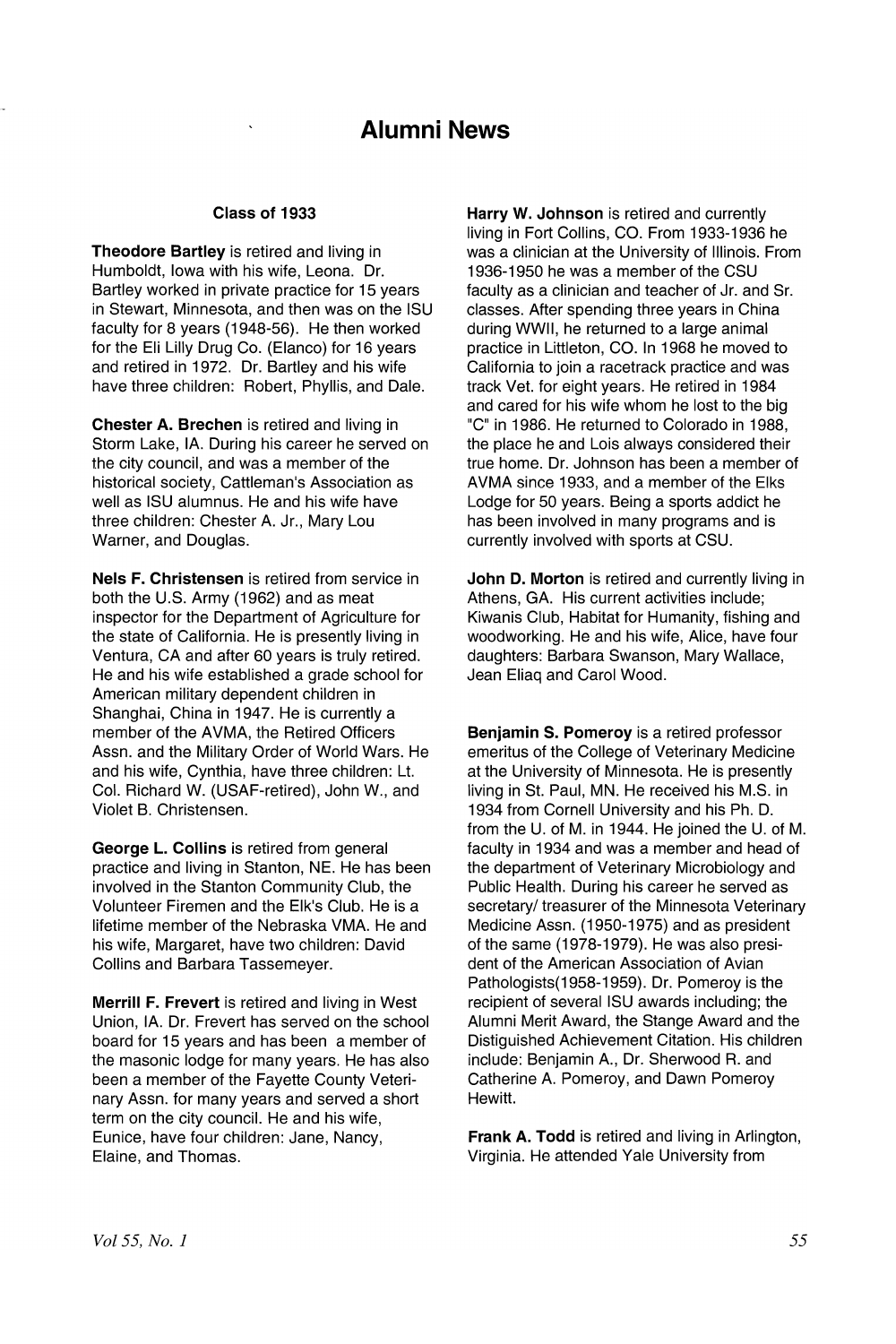# Alumni News

### Class of 1933

**Theodore Bartley** is retired and living in Humboldt, Iowa with his wife, Leona. Dr. Bartley worked in private practice for 15 years in Stewart, Minnesota, and then was on the ISU faculty for 8 years (1948-56). He then worked for the Eli Lilly Drug Co. (Elanco) for 16 years and retired in 1972. Dr. Bartley and his wife have three children: Robert, Phyllis, and Dale.

**Chester A. Brechen** is retired and living in Storm Lake, IA. During his career he served on the city council, and was a member of the historical society, Cattleman's Association as well as ISU alumnus. He and his wife have three children: Chester A. Jr., Mary Lou Warner, and Douglas.

**Nels F. Christensen** is retired from service in both the U.S. Army (1962) and as meat inspector for the Department of Agriculture for the state of California. He is presently living in Ventura, CA and after 60 years is truly retired. He and his wife established a grade school for American military dependent children in Shanghai, China in 1947. He is currently a member of the AVMA, the Retired Officers Assn. and the Military Order of World Wars. He and his wife, Cynthia, have three children: Lt. Col. Richard W. (USAF-retired), John W., and Violet B. Christensen.

**George L. Collins** is retired from general practice and living in Stanton, NE. He has been involved in the Stanton Community Club, the Volunteer Firemen and the Elk's Club. He is a lifetime member of the Nebraska VMA. He and his wife, Margaret, have two children: David Collins and Barbara Tassemeyer.

**Merrill F. Frevert** is retired and living in West Union, IA. Dr. Frevert has served on the school board for 15 years and has been a member of the masonic lodge for many years. He has also been a member of the Fayette County Veterinary Assn. for many years and served a short term on the city council. He and his wife, Eunice, have four children: Jane, Nancy, Elaine, and Thomas.

**Harry W. Johnson** is retired and currently living in Fort Collins, CO. From 1933-1936 he was a clinician at the University of Illinois. From 1936-1950 he was a member of the CSU faculty as a clinician and teacher of Jr. and Sr. classes. After spending three years in China during WWII, he returned to a large animal practice in Littleton, CO. In 1968 he moved to California to join a racetrack practice and was track Vet. for eight years. He retired in 1984 and cared for his wife whom he lost to the big "C" in 1986. He returned to Colorado in 1988, the place he and Lois always considered their true home. Dr. Johnson has been a member of AVMA since 1933, and a member of the Elks Lodge for 50 years. Being a sports addict he has been involved in many programs and is currently involved with sports at CSU.

**John D. Morton** is retired and currently living in Athens, GA. His current activities include; Kiwanis Club, Habitat for Humanity, fishing and woodworking. He and his wife, Alice, have four daughters: Barbara Swanson, Mary Wallace, Jean Eliaq and Carol Wood.

**Benjamin S. Pomeroy** is a retired professor emeritus of the College of Veterinary Medicine at the University of Minnesota. He is presently living in St. Paul, MN. He received his M.S. in 1934 from Cornell University and his Ph. D. from the U. of M. in 1944. He joined the U. of M. faculty in 1934 and was a member and head of the department of Veterinary Microbiology and Public Health. During his career he served as secretary/ treasurer of the Minnesota Veterinary Medicine Assn. (1950-1975) and as president of the same (1978-1979). He was also president of the American Association of Avian Pathologists(1958-1959). Dr. Pomeroy is the recipient of several ISU awards including; the Alumni Merit Award, the Stange Award and the Distiguished Achievement Citation. His children include: Benjamin A., Dr. Sherwood R. and Catherine A. Pomeroy, and Dawn Pomeroy Hewitt.

**Frank A. Todd** is retired and living in Arlington, Virginia. He attended Yale University from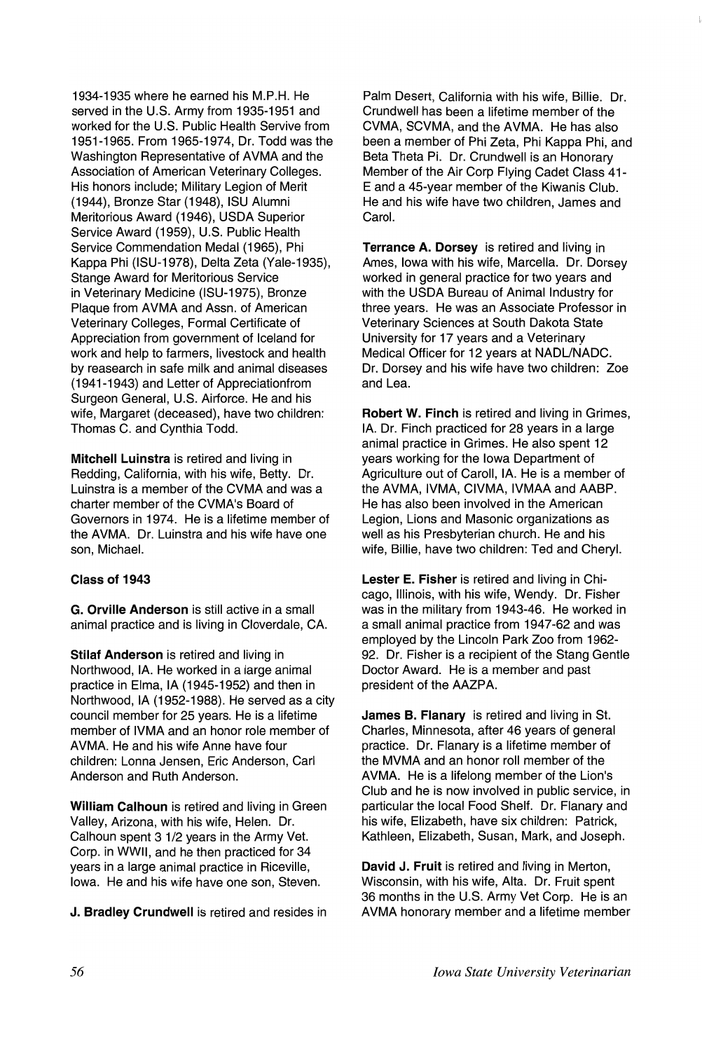1934-1935 where he earned his M.P.H. He served in the U.S. Army from 1935-1951 and worked for the U.S. Public Health Servive from 1951-1965. From 1965-1974, Dr. Todd was the Washington Representative of AVMA and the Association of American Veterinary Colleges. His honors include; Military Legion of Merit (1944), Bronze Star (1948), ISU Alumni Meritorious Award (1946), USDA Superior Service Award (1959), U.S. Public Health Service Commendation Medal (1965), Phi Kappa Phi (ISU-1978), Delta Zeta (Yale-1935), Stange Award for Meritorious Service in Veterinary Medicine (ISU-1975), Bronze Plaque from AVMA and Assn. of American Veterinary Colleges, Formal Certificate of Appreciation from government of Iceland for work and help to farmers, livestock and health by reasearch in safe milk and animal diseases (1941-1943) and Letter of Appreciationfrom Surgeon General, U.S. Airforce. He and his wife, Margaret (deceased), have two children: Thomas C. and Cynthia Todd.

**Mitchell Luinstra** is retired and living in Redding, California, with his wife, Betty. Dr. Luinstra is a member of the CVMA and was a charter member of the CVMA's Board of Governors in 1974. He is a lifetime member of the AVMA. Dr. Luinstra and his wife have one son, Michael.

**Class of 1943**

**G. Orville Anderson** is still active in a small animal practice and is living in Cloverdale, CA.

**Stilaf Anderson** is retired and living in Northwood, IA. He worked in a large animal practice in Elma, IA (1945-1952) and then in Northwood, IA (1952-1988). He served as a city council member for 25 years. He is a lifetime member of IVMA and an honor role member of AVMA. He and his wife Anne have four children: Lonna Jensen, Eric Anderson, Carl Anderson and Ruth Anderson.

**William Calhoun** is retired and living in Green Valley, Arizona, with his wife, Helen. Dr. Calhoun spent 3 1/2 years in the Army Vet. Corp. in WWII, and he then practiced for 34 years in a large animal practice in Riceville, Iowa. He and his wife have one son, Steven.

**J. Bradley Crundwell** is retired and resides in Palm Desert, California with his wife, Billie. Dr. Crundwell has been a lifetime member of the CVMA, SCVMA, and the AVMA. He has also been a member of Phi Zeta, Phi Kappa Phi, and Beta Theta Pi. Dr. Crundwell is an Honorary Member of the Air Corp Flying Cadet Class 41-E and a 45-year member of the Kiwanis Club. He and his wife have two children, James and Carol.

**Terrance A. Dorsey** is retired and living in Ames, Iowa with his wife, Marcella. Dr. Dorsey worked in general practice for two years and with the USDA Bureau of Animal Industry for three years. He was an Associate Professor in Veterinary Sciences at South Dakota State University for 17 years and a Veterinary Medical Officer for 12 years at NADL/NADC. Dr. Dorsey and his wife have two children: Zoe and Lea.

**Robert W. Finch** is retired and living in Grimes, IA. Dr. Finch practiced for 28 years in a large animal practice in Grimes. He also spent 12 years working for the Iowa Department of Agriculture out of Caroll, IA. He is a member of the AVMA, IVMA, CIVMA, IVMAA and AABP. He has also been involved in the American Legion, Lions and Masonic organizations as well as his Presbyterian church. He and his wife, Billie, have two children: Ted and Cheryl.

**Lester E. Fisher** is retired and living in Chicago, Illinois, with his wife, Wendy. Dr. Fisher was in the military from 1943-46. He worked in a small animal practice from 1947-62 and was employed by the Lincoln Park Zoo from 1962-92. Dr. Fisher is a recipient of the Stang Gentle Doctor Award. He is a member and past president of the AAZPA.

**James B. Flanary** is retired and living in St. Charles, Minnesota, after 46 years of general practice. Dr. Flanary is a lifetime member of the MVMA and an honor roll member of the AVMA. He is a lifelong member of the Lion's Club and he is now involved in public service, in particular the local Food Shelf. Dr. Flanary and his wife, Elizabeth, have six children: Patrick, Kathleen, Elizabeth, Susan, Mark, and Joseph.

**David J. Fruit** is retired and living in Merton, Wisconsin, with his wife, Alta. Dr. Fruit spent 36 months in the U.S. Army Vet Corp. He is an AVMA honorary member and a lifetime member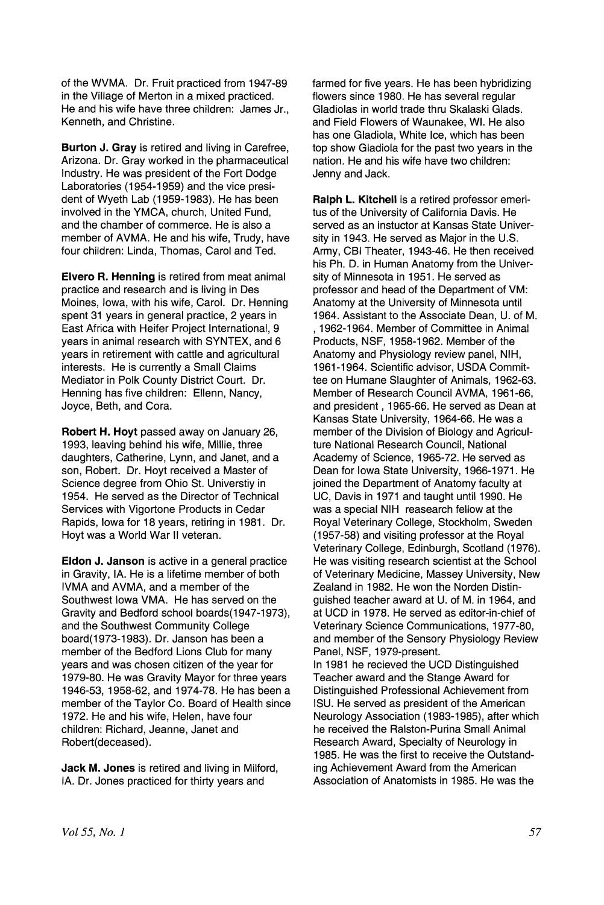of the WVMA. Dr. Fruit practiced from 1947-89 in the Village of Merton in a mixed practiced. He and his wife have three children: James Jr., Kenneth, and Christine.

**Burton J. Gray** is retired and living in Carefree, Arizona. Dr. Gray worked in the pharmaceutical Industry. He was president of the Fort Dodge Laboratories (1954-1959) and the vice president of Wyeth Lab (1959-1983). He has been involved in the YMCA, church, United Fund, and the chamber of commerce. He is also a member of AVMA. He and his wife, Trudy, have four children: Linda, Thomas, Carol and Ted.

**Elvero R. Henning** is retired from meat animal practice and research and is living in Des Moines, Iowa, with his wife, Carol. Dr. Henning spent 31 years in general practice, 2 years in East Africa with Heifer Project International, 9 years in animal research with SYNTEX, and 6 years in retirement with cattle and agricultural interests. He is currently a Small Claims Mediator in Polk County District Court. Dr. Henning has five children: Ellenn, Nancy, Joyce, Beth, and Cora.

**Robert H. Hoyt** passed away on January 26, 1993, leaving behind his wife, Millie, three daughters, Catherine, Lynn, and Janet, and a son, Robert. Dr. Hoyt received a Master of Science degree from Ohio St. Universtiy in 1954. He served as the Director of Technical Services with Vigortone Products in Cedar Rapids, Iowa for 18 years, retiring in 1981. Dr. Hoyt was a World War II veteran.

**Eldon J. Janson** is active in a general practice in Gravity, IA. He is a lifetime member of both IVMA and AVMA, and a member of the Southwest Iowa VMA. He has served on the Gravity and Bedford school boards(1947-1973), and the Southwest Community College board(1973-1983). Dr. Janson has been a member of the Bedford Lions Club for many years and was chosen citizen of the year for 1979-80. He was Gravity Mayor for three years 1946-53, 1958-62, and 1974-78. He has been a member of the Taylor Co. Board of Health since 1972. He and his wife, Helen, have four children: Richard, Jeanne, Janet and Robert(deceased).

**Jack M. Jones** is retired and living in Milford, IA. Dr. Jones practiced for thirty years and farmed for five years. He has been hybridizing flowers since 1980. He has several regular Gladiolas in world trade thru Skalaski Glads. and Field Flowers of Waunakee, WI. He also has one Gladiola, White Ice, which has been top show Gladiola for the past two years in the nation. He and his wife have two children: Jenny and Jack.

**Ralph L. Kitchell** is a retired professor emeritus of the University of California Davis. He served as an instuctor at Kansas State University in 1943. He served as Major in the U.S. Army, CBI Theater, 1943-46. He then received his Ph. D. in Human Anatomy from the University of Minnesota in 1951. He served as professor and head of the Department of VM: Anatomy at the University of Minnesota until 1964. Assistant to the Associate Dean, U. of M. , 1962-1964. Member of Committee in Animal Products, NSF, 1958-1962. Member of the Anatomy and Physiology review panel, NIH, 1961-1964. Scientific advisor, USDA Committee on Humane Slaughter of Animals, 1962-63. Member of Research Council AVMA, 1961-66, and president , 1965-66. He served as Dean at Kansas State University, 1964-66. He was a member of the Division of Biology and Agriculture National Research Council, National Academy of Science, 1965-72. He served as Dean for Iowa State University, 1966-1971. He joined the Department of Anatomy faculty at UC, Davis in 1971 and taught until 1990. He was a special NIH reasearch fellow at the Royal Veterinary College, Stockholm, Sweden (1957-58) and visiting professor at the Royal Veterinary College, Edinburgh, Scotland (1976). He was visiting research scientist at the School of Veterinary Medicine, Massey University, New Zealand in 1982. He won the Norden Distinguished teacher award at U. of M. in 1964, and at UCD in 1978. He served as editor-in-chief of Veterinary Science Communications, 1977-80, and member of the Sensory Physiology Review Panel, NSF, 1979-present.

In 1981 he recieved the UCD Distinguished Teacher award and the Stange Award for Distinguished Professional Achievement from ISU. He served as president of the American Neurology Association (1983-1985), after which he received the Ralston-Purina Small Animal Research Award, Specialty of Neurology in 1985. He was the first to receive the Outstanding Achievement Award from the American Association of Anatomists in 1985. He was the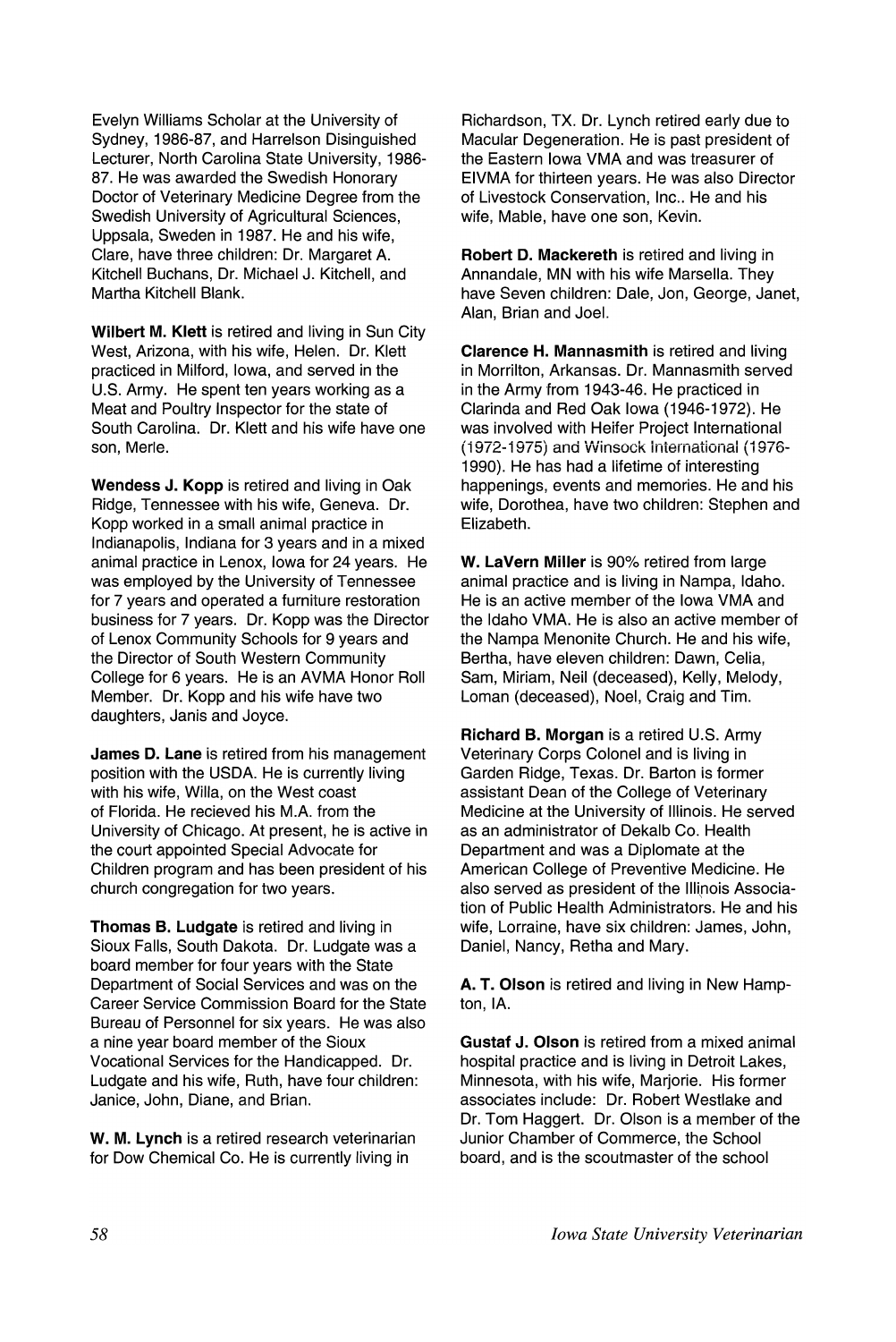Evelyn Williams Scholar at the University of Sydney, 1986-87, and Harrelson Disinguished Lecturer, North Carolina State University, 1986-87. He was awarded the Swedish Honorary Doctor of Veterinary Medicine Degree from the Swedish University of Agricultural Sciences, Uppsala, Sweden in 1987. He and his wife, Clare, have three children: Dr. Margaret A. Kitchell Buchans, Dr. Michael J. Kitchell, and Martha Kitchell Blank.

**Wilbert M. Klett** is retired and living in Sun City West, Arizona, with his wife, Helen. Dr. Klett practiced in Milford, Iowa, and served in the U.S. Army. He spent ten years working as a Meat and Poultry Inspector for the state of South Carolina. Dr. Klett and his wife have one son, Merle.

**Wendess J. Kopp** is retired and living in Oak Ridge, Tennessee with his wife, Geneva. Dr. Kopp worked in a small animal practice in Indianapolis, Indiana for 3 years and in a mixed animal practice in Lenox, Iowa for 24 years. He was employed by the University of Tennessee for 7 years and operated a furniture restoration business for 7 years. Dr. Kopp was the Director of Lenox Community Schools for 9 years and the Director of South Western Community College for 6 years. He is an AVMA Honor Roll Member. Dr. Kopp and his wife have two daughters, Janis and Joyce.

**James D. Lane** is retired from his management position with the USDA. He is currently living with his wife, Willa, on the West coast of Florida. He recieved his M.A. from the University of Chicago. At present, he is active in the court appointed Special Advocate for Children program and has been president of his church congregation for two years.

**Thomas B. Ludgate** is retired and living in Sioux Falls, South Dakota. Dr. Ludgate was a board member for four years with the State Department of Social Services and was on the Career Service Commission Board for the State Bureau of Personnel for six years. He was also a nine year board member of the Sioux Vocational Services for the Handicapped. Dr. Ludgate and his wife, Ruth, have four children: Janice, John, Diane, and Brian.

**W. M. Lynch** is a retired research veterinarian for Dow Chemical Co. He is currently living in Richardson, TX. Dr. Lynch retired early due to Macular Degeneration. He is past president of the Eastern Iowa VMA and was treasurer of EIVMA for thirteen years. He was also Director of Livestock Conservation, Inc.. He and his wife, Mable, have one son, Kevin.

**Robert D. Mackereth** is retired and living in Annandale, MN with his wife Marsella. They have Seven children: Dale, Jon, George, Janet, Alan, Brian and Joel.

**Clarence H. Mannasmith** is retired and living in Morrilton, Arkansas. Dr. Mannasmith served in the Army from 1943-46. He practiced in Clarinda and Red Oak Iowa (1946-1972). He was involved with Heifer Project International (1972-1975) and Winsock International (1976-1990). He has had a lifetime of interesting happenings, events and memories. He and his wife, Dorothea, have two children: Stephen and Elizabeth.

**W. LaVern Miller** is 90% retired from large animal practice and is living in Nampa, Idaho. He is an active member of the Iowa VMA and the Idaho VMA. He is also an active member of the Nampa Menonite Church. He and his wife, Bertha, have eleven children: Dawn, Celia, Sam, Miriam, Neil (deceased), Kelly, Melody, Loman (deceased), Noel, Craig and Tim.

**Richard B. Morgan** is a retired U.S. Army Veterinary Corps Colonel and is living in Garden Ridge, Texas. Dr. Barton is former assistant Dean of the College of Veterinary Medicine at the University of Illinois. He served as an administrator of Dekalb Co. Health Department and was a Diplomate at the American College of Preventive Medicine. He also served as president of the Illinois Association of Public Health Administrators. He and his wife, Lorraine, have six children: James, John, Daniel, Nancy, Retha and Mary.

**A. T. Olson** is retired and living in New Hampton, IA.

**Gustaf J. Olson** is retired from a mixed animal hospital practice and is living in Detroit Lakes, Minnesota, with his wife, Marjorie. His former associates include: Dr. Robert Westlake and Dr. Tom Haggert. Dr. Olson is a member of the Junior Chamber of Commerce, the School board, and is the scoutmaster of the school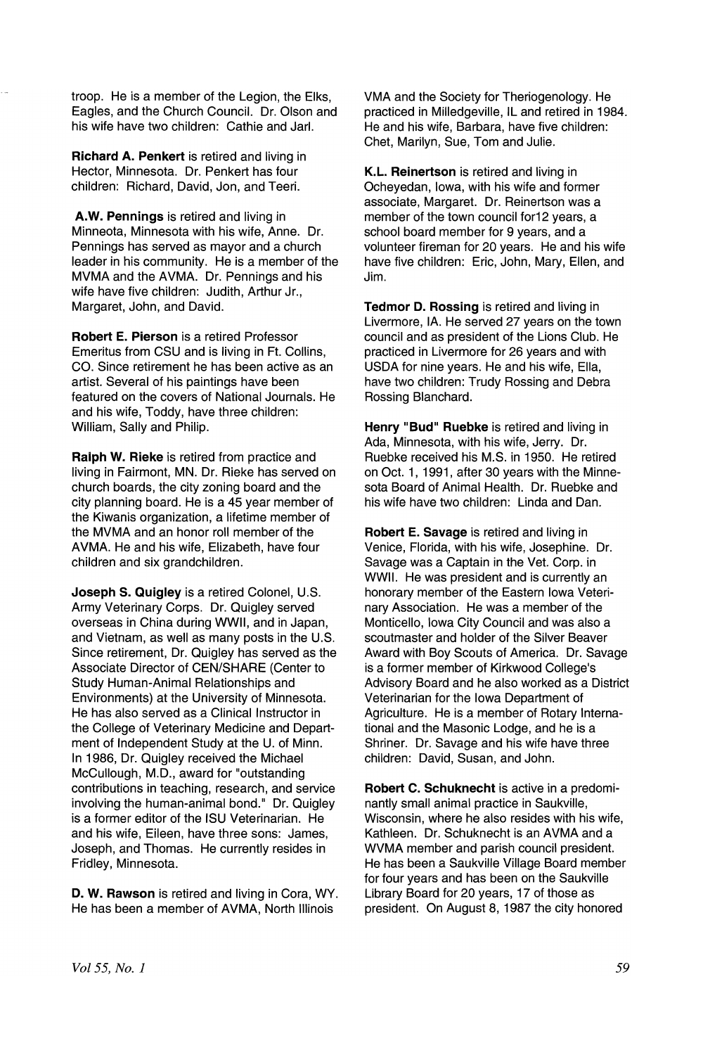troop. He is a member of the Legion, the Elks, Eagles, and the Church Council. Dr. Olson and his wife have two children: Cathie and Jarl.

**Richard A. Penkert** is retired and living in Hector, Minnesota. Dr. Penkert has four children: Richard, David, Jon, and Teeri.

**A.W. Pennings** is retired and living in Minneota, Minnesota with his wife, Anne. Dr. Pennings has served as mayor and a church leader in his community. He is a member of the MVMA and the AVMA. Dr. Pennings and his wife have five children: Judith, Arthur Jr., Margaret, John, and David.

**Robert E. Pierson** is a retired Professor Emeritus from CSU and is living in Ft. Collins, CO. Since retirement he has been active as an artist. Several of his paintings have been featured on the covers of National Journals. He and his wife, Toddy, have three children: William, Sally and Philip.

**Ralph W. Rieke** is retired from practice and living in Fairmont, MN. Dr. Rieke has served on church boards, the city zoning board and the city planning board. He is a 45 year member of the Kiwanis organization, a lifetime member of the MVMA and an honor roll member of the AVMA. He and his wife, Elizabeth, have four children and six grandchildren.

**Joseph S. Quigley** is a retired Colonel, U.S. Army Veterinary Corps. Dr. Quigley served overseas in China during WWII, and in Japan, and Vietnam, as well as many posts in the U.S. Since retirement, Dr. Quigley has served as the Associate Director of CEN/SHARE (Center to Study Human-Animal Relationships and Environments) at the University of Minnesota. He has also served as a Clinical Instructor in the College of Veterinary Medicine and Department of Independent Study at the U. of Minn. In 1986, Dr. Quigley received the Michael McCullough, M.D., award for "outstanding contributions in teaching, research, and service involving the human-animal bond." Dr. Quigley is a former editor of the ISU Veterinarian. He and his wife, Eileen, have three sons: James, Joseph, and Thomas. He currently resides in Fridley, Minnesota.

**D. W. Rawson** is retired and living in Cora, WY. He has been a member of AVMA, North Illinois VMA and the Society for Theriogenology. He practiced in Milledgeville, IL and retired in 1984. He and his wife, Barbara, have five children: Chet, Marilyn, Sue, Tom and Julie.

**K.L. Reinertson** is retired and living in Ocheyedan, Iowa, with his wife and former associate, Margaret. Dr. Reinertson was a member of the town council for12 years, a school board member for 9 years, and a volunteer fireman for 20 years. He and his wife have five children: Eric, John, Mary, Ellen, and Jim.

**Tedmor D. Rossing** is retired and living in Livermore, IA. He served 27 years on the town council and as president of the Lions Club. He practiced in Livermore for 26 years and with USDA for nine years. He and his wife, Ella, have two children: Trudy Rossing and Debra Rossing Blanchard.

**Henry "Bud" Ruebke** is retired and living in Ada, Minnesota, with his wife, Jerry. Dr. Ruebke received his M.S. in 1950. He retired on Oct. 1, 1991, after 30 years with the Minnesota Board of Animal Health. Dr. Ruebke and his wife have two children: Linda and Dan.

**Robert E. Savage** is retired and living in Venice, Florida, with his wife, Josephine. Dr. Savage was a Captain in the Vet. Corp. in WWII. He was president and is currently an honorary member of the Eastern Iowa Veterinary Association. He was a member of the Monticello, Iowa City Council and was also a scoutmaster and holder of the Silver Beaver Award with Boy Scouts of America. Dr. Savage is a former member of Kirkwood College's Advisory Board and he also worked as a District Veterinarian for the Iowa Department of Agriculture. He is a member of Rotary International and the Masonic Lodge, and he is a Shriner. Dr. Savage and his wife have three children: David, Susan, and John.

**Robert C. Schuknecht** is active in a predominantly small animal practice in Saukville, Wisconsin, where he also resides with his wife, Kathleen. Dr. Schuknecht is an AVMA and a WVMA member and parish council president. He has been a Saukville Village Board member for four years and has been on the Saukville Library Board for 20 years, 17 of those as president. On August 8, 1987 the city honored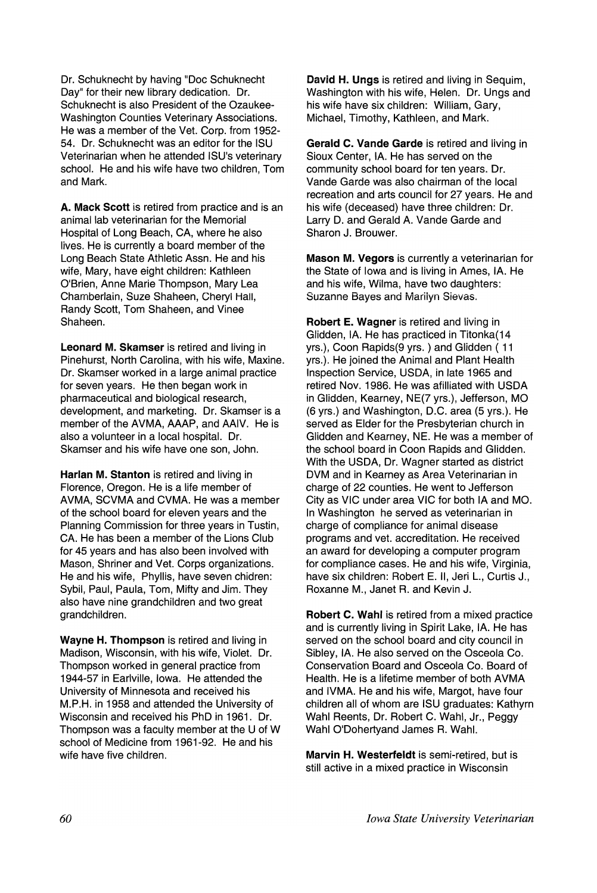Dr. Schuknecht by having "Doc Schuknecht Day" for their new library dedication. Dr. Schuknecht is also President of the Ozaukee-Washington Counties Veterinary Associations. He was a member of the Vet. Corp. from 1952-54. Dr. Schuknecht was an editor for the ISU Veterinarian when he attended ISU's veterinary school. He and his wife have two children, Tom and Mark.

**A. Mack Scott** is retired from practice and is an animal lab veterinarian for the Memorial Hospital of Long Beach, CA, where he also lives. He is currently a board member of the Long Beach State Athletic Assn. He and his wife, Mary, have eight children: Kathleen O'Brien, Anne Marie Thompson, Mary Lea Chamberlain, Suze Shaheen, Cheryl Hall, Randy Scott, Tom Shaheen, and Vinee Shaheen.

**Leonard M. Skamser** is retired and living in Pinehurst, North Carolina, with his wife, Maxine. Dr. Skamser worked in a large animal practice for seven years. He then began work in pharmaceutical and biological research, development, and marketing. Dr. Skamser is a member of the AVMA, AAAP, and AAIV. He is also a volunteer in a local hospital. Dr. Skamser and his wife have one son, John.

**Harlan M. Stanton** is retired and living in Florence, Oregon. He is a life member of AVMA, SCVMA and CVMA. He was a member of the school board for eleven years and the Planning Commission for three years in Tustin, CA. He has been a member of the Lions Club for 45 years and has also been involved with Mason, Shriner and Vet. Corps organizations. He and his wife, Phyllis, have seven chidren: Sybil, Paul, Paula, Tom, Mifty and Jim. They also have nine grandchildren and two great grandchildren.

**Wayne H. Thompson** is retired and living in Madison, Wisconsin, with his wife, Violet. Dr. Thompson worked in general practice from 1944-57 in Earlville, Iowa. He attended the University of Minnesota and received his M.P.H. in 1958 and attended the University of Wisconsin and received his PhD in 1961. Dr. Thompson was a faculty member at the U of W school of Medicine from 1961-92. He and his wife have five children.

**David H. Ungs** is retired and living in Sequim, Washington with his wife, Helen. Dr. Ungs and his wife have six children: William, Gary, Michael, Timothy, Kathleen, and Mark.

**Gerald C. Vande Garde** is retired and living in Sioux Center, IA. He has served on the community school board for ten years. Dr. Vande Garde was also chairman of the local recreation and arts council for 27 years. He and his wife (deceased) have three children: Dr. Larry D. and Gerald A. Vande Garde and Sharon J. Brouwer.

**Mason M. Vegors** is currently a veterinarian for the State of Iowa and is living in Ames, IA. He and his wife, Wilma, have two daughters: Suzanne Bayes and Marilyn Sievas.

**Robert E. Wagner** is retired and living in Glidden, IA. He has practiced in Titonka(14 yrs.), Coon Rapids(9 yrs. ) and Glidden ( 11 yrs.). He joined the Animal and Plant Health Inspection Service, USDA, in late 1965 and retired Nov. 1986. He was afilliated with USDA in Glidden, Kearney, NE(7 yrs.), Jefferson, MO (6 yrs.) and Washington, D.C. area (5 yrs.). He served as Elder for the Presbyterian church in Glidden and Kearney, NE. He was a member of the school board in Coon Rapids and Glidden. With the USDA, Dr. Wagner started as district DVM and in Kearney as Area Veterinarian in charge of 22 counties. He went to Jefferson City as VIC under area VIC for both IA and MO. In Washington he served as veterinarian in charge of compliance for animal disease programs and vet. accreditation. He received an award for developing a computer program for compliance cases. He and his wife, Virginia, have six children: Robert E. II, Jeri L., Curtis J., Roxanne M., Janet R. and Kevin J.

**Robert C. Wahl** is retired from a mixed practice and is currently living in Spirit Lake, IA. He has served on the school board and city council in Sibley, IA. He also served on the Osceola Co. Conservation Board and Osceola Co. Board of Health. He is a lifetime member of both AVMA and IVMA. He and his wife, Margot, have four children all of whom are ISU graduates: Kathyrn Wahl Reents, Dr. Robert C. Wahl, Jr., Peggy Wahl O'Dohertyand James R. Wahl.

**Marvin H. Westerfeldt** is semi-retired, but is still active in a mixed practice in Wisconsin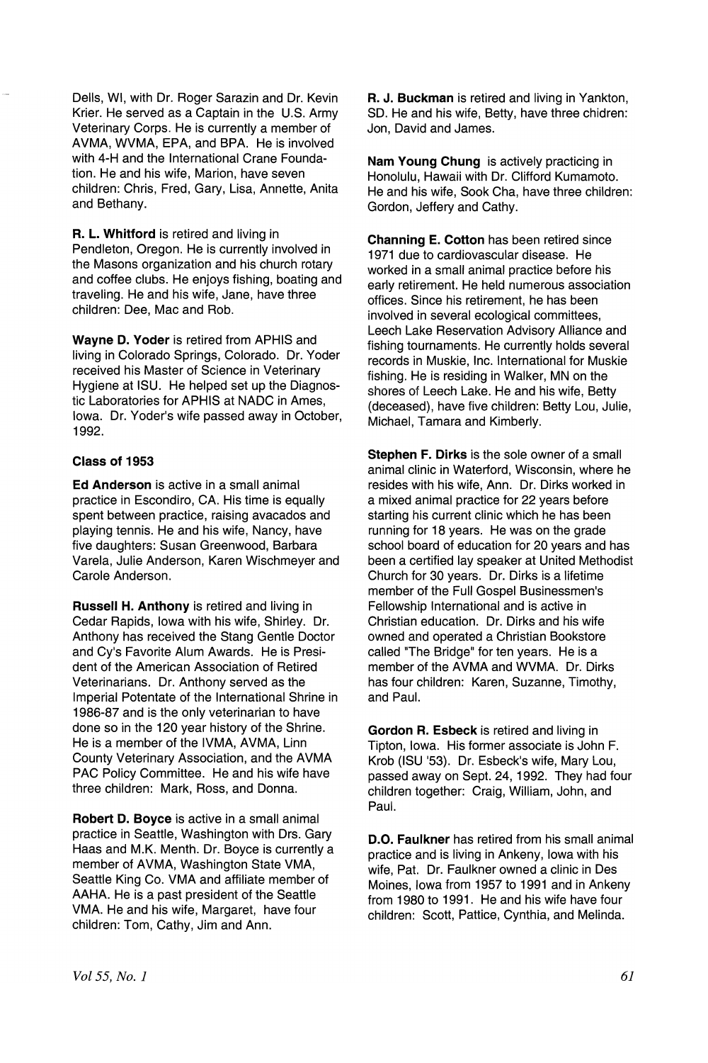Dells, WI, with Dr. Roger Sarazin and Dr. Kevin Krier. He served as a Captain in the U.S. Army Veterinary Corps. He is currently a member of AVMA, WVMA, EPA, and BPA. He is involved with 4-H and the International Crane Foundation. He and his wife, Marion, have seven children: Chris, Fred, Gary, Lisa, Annette, Anita and Bethany.

**R. L. Whitford** is retired and living in Pendleton, Oregon. He is currently involved in the Masons organization and his church rotary and coffee clubs. He enjoys fishing, boating and traveling. He and his wife, Jane, have three children: Dee, Mac and Rob.

**Wayne D. Yoder** is retired from APHIS and living in Colorado Springs, Colorado. Dr. Yoder received his Master of Science in Veterinary Hygiene at ISU. He helped set up the Diagnostic Laboratories for APHIS at NADC in Ames, Iowa. Dr. Yoder's wife passed away in October, 1992.

### Class of 1953

**Ed Anderson** is active in a small animal practice in Escondiro, CA. His time is equally spent between practice, raising avacados and playing tennis. He and his wife, Nancy, have five daughters: Susan Greenwood, Barbara Varela, Julie Anderson, Karen Wischmeyer and Carole Anderson.

**Russell H. Anthony** is retired and living in Cedar Rapids, Iowa with his wife, Shirley. Dr. Anthony has received the Stang Gentle Doctor and Cy's Favorite Alum Awards. He is President of the American Association of Retired Veterinarians. Dr. Anthony served as the Imperial Potentate of the International Shrine in 1986-87 and is the only veterinarian to have done so in the 120 year history of the Shrine. He is a member of the IVMA, AVMA, Linn County Veterinary Association, and the AVMA PAC Policy Committee. He and his wife have three children: Mark, Ross, and Donna.

**Robert D. Boyce** is active in a small animal practice in Seattle, Washington with Drs. Gary Haas and M.K. Menth. Dr. Boyce is currently a member of AVMA, Washington State VMA, Seattle King Co. VMA and affiliate member of AAHA. He is a past president of the Seattle VMA. He and his wife, Margaret, have four children: Tom, Cathy, Jim and Ann.

**R. J. Buckman** is retired and living in Yankton, SD. He and his wife, Betty, have three chidren: Jon, David and James.

**Nam Young Chung** is actively practicing in Honolulu, Hawaii with Dr. Clifford Kumamoto. He and his wife, Sook Cha, have three children: Gordon, Jeffery and Cathy.

**Channing E. Cotton** has been retired since 1971 due to cardiovascular disease. He worked in a small animal practice before his early retirement. He held numerous association offices. Since his retirement, he has been involved in several ecological committees, Leech Lake Reservation Advisory Alliance and fishing tournaments. He currently holds several records in Muskie, Inc. International for Muskie fishing. He is residing in Walker, MN on the shores of Leech Lake. He and his wife, Betty (deceased), have five children: Betty Lou, Julie, Michael, Tamara and Kimberly.

**Stephen F. Dirks** is the sole owner of a small animal clinic in Waterford, Wisconsin, where he resides with his wife, Ann. Dr. Dirks worked in a mixed animal practice for 22 years before starting his current clinic which he has been running for 18 years. He was on the grade school board of education for 20 years and has been a certified lay speaker at United Methodist Church for 30 years. Dr. Dirks is a lifetime member of the Full Gospel Businessmen's Fellowship International and is active in Christian education. Dr. Dirks and his wife owned and operated a Christian Bookstore called "The Bridge" for ten years. He is a member of the AVMA and WVMA. Dr. Dirks has four children: Karen, Suzanne, Timothy, and Paul.

**Gordon R. Esbeck** is retired and living in Tipton, Iowa. His former associate is John F. Krob (ISU '53). Dr. Esbeck's wife, Mary Lou, passed away on Sept. 24, 1992. They had four children together: Craig, William, John, and Paul.

**D.O. Faulkner** has retired from his small animal practice and is living in Ankeny, Iowa with his wife, Pat. Dr. Faulkner owned a clinic in Des Moines, Iowa from 1957 to 1991 and in Ankeny from 1980 to 1991. He and his wife have four children: Scott, Pattice, Cynthia, and Melinda.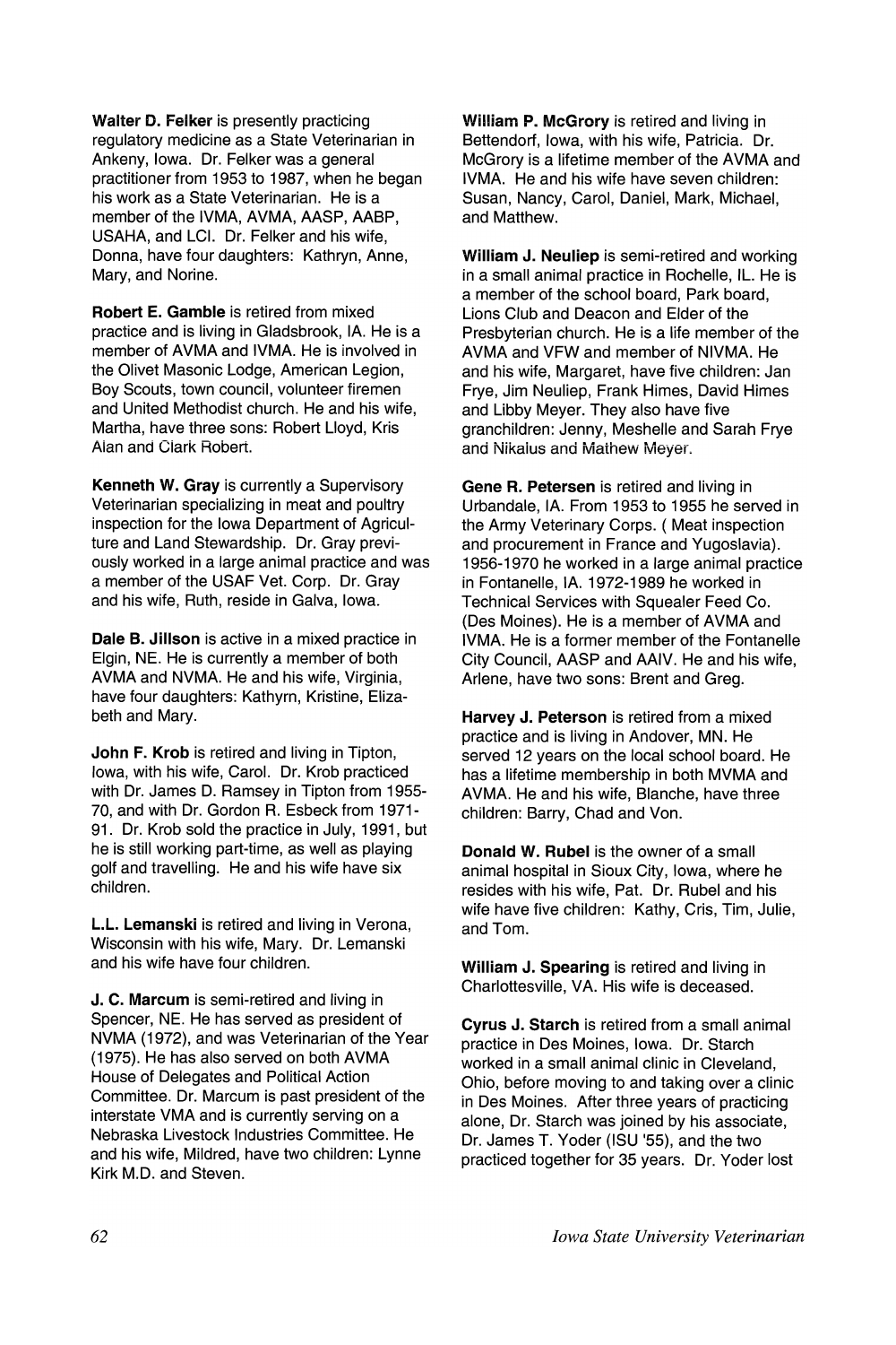**Walter D. Felker** is presently practicing regulatory medicine as a State Veterinarian in Ankeny, Iowa. Dr. Felker was a general practitioner from 1953 to 1987, when he began his work as a State Veterinarian. He is a member of the IVMA, AVMA, AASP, AABP, USAHA, and LCI. Dr. Felker and his wife, Donna, have four daughters: Kathryn, Anne, Mary, and Norine.

**Robert E. Gamble** is retired from mixed practice and is living in Gladsbrook, IA. He is a member of AVMA and IVMA. He is involved in the Olivet Masonic Lodge, American Legion, Boy Scouts, town council, volunteer firemen and United Methodist church. He and his wife, Martha, have three sons: Robert Lloyd, Kris Alan and Clark Robert.

**Kenneth W. Gray** is currently a Supervisory Veterinarian specializing in meat and poultry inspection for the Iowa Department of Agriculture and Land Stewardship. Dr. Gray previously worked in a large animal practice and was a member of the USAF Vet. Corp. Dr. Gray and his wife, Ruth, reside in Galva, Iowa.

**Dale B. Jillson** is active in a mixed practice in Elgin, NE. He is currently a member of both AVMA and NVMA. He and his wife, Virginia, have four daughters: Kathyrn, Kristine, Elizabeth and Mary.

**John F. Krob** is retired and living in Tipton, Iowa, with his wife, Carol. Dr. Krob practiced with Dr. James D. Ramsey in Tipton from 1955-70, and with Dr. Gordon R. Esbeck from 1971-91. Dr. Krob sold the practice in July, 1991, but he is still working part-time, as well as playing golf and travelling. He and his wife have six children.

**L.L. Lemanski** is retired and living in Verona, Wisconsin with his wife, Mary. Dr. Lemanski and his wife have four children.

**J. C. Marcum** is semi-retired and living in Spencer, NE. He has served as president of NVMA (1972), and was Veterinarian of the Year (1975). He has also served on both AVMA House of Delegates and Political Action Committee. Dr. Marcum is past president of the interstate VMA and is currently serving on a Nebraska Livestock Industries Committee. He and his wife, Mildred, have two children: Lynne Kirk M.D. and Steven.

**William P. McGrory** is retired and living in Bettendorf, Iowa, with his wife, Patricia. Dr. McGrory is a lifetime member of the AVMA and IVMA. He and his wife have seven children: Susan, Nancy, Carol, Daniel, Mark, Michael, and Matthew.

**William J. Neuliep** is semi-retired and working in a small animal practice in Rochelle, IL. He is a member of the school board, Park board, Lions Club and Deacon and Elder of the Presbyterian church. He is a life member of the AVMA and VFW and member of NIVMA. He and his wife, Margaret, have five children: Jan Frye, Jim Neuliep, Frank Himes, David Himes and Libby Meyer. They also have five granchildren: Jenny, Meshelle and Sarah Frye and Nikalus and Mathew Meyer.

**Gene R. Petersen** is retired and living in Urbandale, IA. From 1953 to 1955 he served in the Army Veterinary Corps. ( Meat inspection and procurement in France and Yugoslavia). 1956-1970 he worked in a large animal practice in Fontanelle, IA. 1972-1989 he worked in Technical Services with Squealer Feed Co. (Des Moines). He is a member of AVMA and IVMA. He is a former member of the Fontanelle City Council, AASP and AAIV. He and his wife, Arlene, have two sons: Brent and Greg.

**Harvey J. Peterson** is retired from a mixed practice and is living in Andover, MN. He served 12 years on the local school board. He has a lifetime membership in both MVMA and AVMA. He and his wife, Blanche, have three children: Barry, Chad and Von.

**Donald W. Rubel** is the owner of a small animal hospital in Sioux City, Iowa, where he resides with his wife, Pat. Dr. Rubel and his wife have five children: Kathy, Cris, Tim, Julie, and Tom.

**William J. Spearing** is retired and living in Charlottesville, VA. His wife is deceased.

**Cyrus J. Starch** is retired from a small animal practice in Des Moines, Iowa. Dr. Starch worked in a small animal clinic in Cleveland, Ohio, before moving to and taking over a clinic in Des Moines. After three years of practicing alone, Dr. Starch was joined by his associate, Dr. James T. Yoder (ISU '55), and the two practiced together for 35 years. Dr. Yoder lost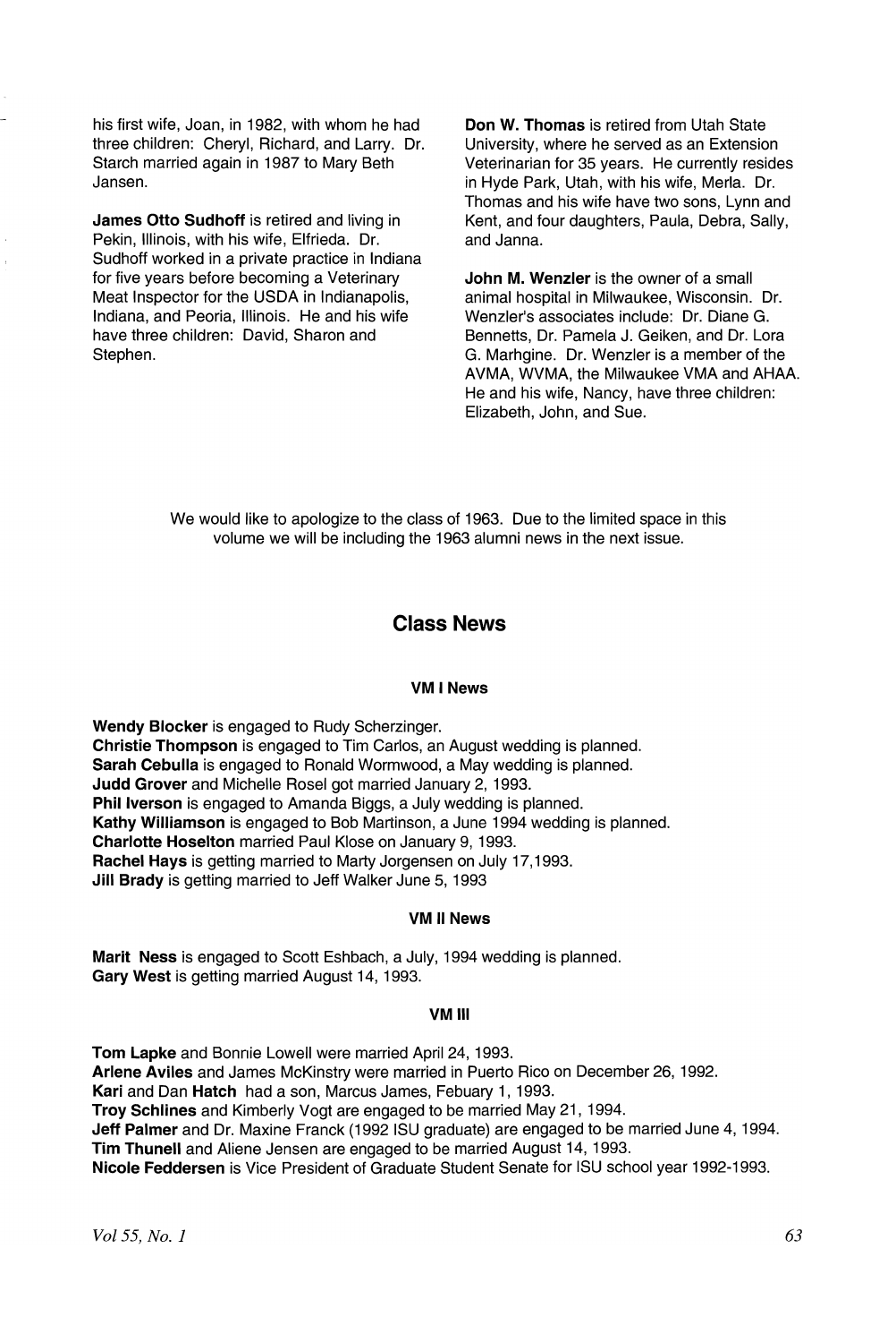his first wife, Joan, in 1982, with whom he had three children: Cheryl, Richard, and Larry. Dr. Starch married again in 1987 to Mary Beth Jansen.

**James Otto Sudhoff** is retired and living in Pekin, Illinois, with his wife, Elfrieda. Dr. Sudhoff worked in a private practice in Indiana for five years before becoming a Veterinary Meat Inspector for the USDA in Indianapolis, Indiana, and Peoria, Illinois. He and his wife have three children: David, Sharon and Stephen.

**Don W. Thomas** is retired from Utah State University, where he served as an Extension Veterinarian for 35 years. He currently resides in Hyde Park, Utah, with his wife, Merla. Dr. Thomas and his wife have two sons, Lynn and Kent, and four daughters, Paula, Debra, Sally, and Janna.

**John M. Wenzler** is the owner of a small animal hospital in Milwaukee, Wisconsin. Dr. Wenzler's associates include: Dr. Diane G. Bennetts, Dr. Pamela J. Geiken, and Dr. Lora G. Marhgine. Dr. Wenzler is a member of the AVMA, WVMA, the Milwaukee VMA and AHAA. He and his wife, Nancy, have three children: Elizabeth, John, and Sue.

We would like to apologize to the class of 1963. Due to the limited space in this volume we will be including the 1963 alumni news in the next issue.

## Class News

### VM I News

**Wendy Blocker** is engaged to Rudy Scherzinger.
**Christie Thompson** is engaged to Tim Carlos, an August wedding is planned.
**Sarah Cebulla** is engaged to Ronald Wormwood, a May wedding is planned.
**Judd Grover** and Michelle Rosel got married January 2, 1993.
**Phil Iverson** is engaged to Amanda Biggs, a July wedding is planned.
**Kathy Williamson** is engaged to Bob Martinson, a June 1994 wedding is planned.
**Charlotte Hoselton** married Paul Klose on January 9, 1993.
**Rachel Hays** is getting married to Marty Jorgensen on July 17,1993.
**Jill Brady** is getting married to Jeff Walker June 5, 1993

### VM II News

**Marit Ness** is engaged to Scott Eshbach, a July, 1994 wedding is planned.
**Gary West** is getting married August 14, 1993.

### VM III

**Tom Lapke** and Bonnie Lowell were married April 24, 1993.
**Arlene Aviles** and James McKinstry were married in Puerto Rico on December 26, 1992.
**Kari** and Dan **Hatch** had a son, Marcus James, Febuary 1, 1993.
**Troy Schlines** and Kimberly Vogt are engaged to be married May 21, 1994.
**Jeff Palmer** and Dr. Maxine Franck (1992 ISU graduate) are engaged to be married June 4, 1994.
**Tim Thunell** and Aliene Jensen are engaged to be married August 14, 1993.
**Nicole Feddersen** is Vice President of Graduate Student Senate for ISU school year 1992-1993.